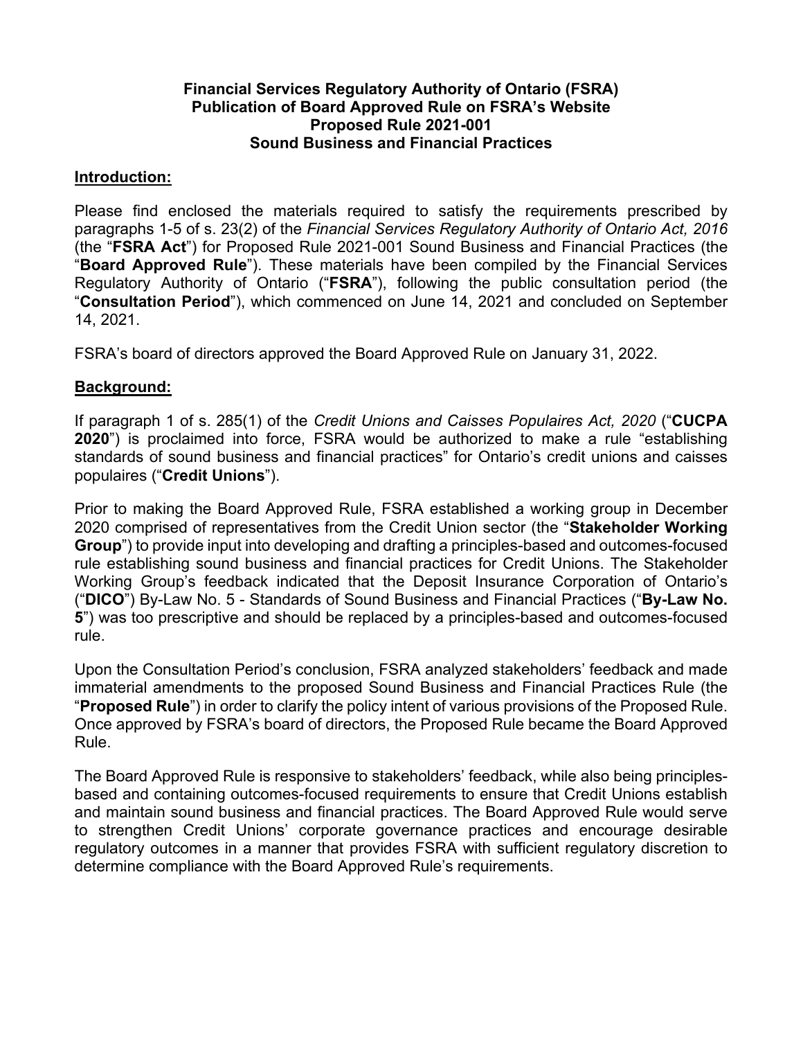**Financial Services Regulatory Authority of Ontario (FSRA)**
**Publication of Board Approved Rule on FSRA's Website**
**Proposed Rule 2021-001**
**Sound Business and Financial Practices**

## Introduction:

Please find enclosed the materials required to satisfy the requirements prescribed by paragraphs 1-5 of s. 23(2) of the *Financial Services Regulatory Authority of Ontario Act, 2016* (the "**FSRA Act**") for Proposed Rule 2021-001 Sound Business and Financial Practices (the "**Board Approved Rule**"). These materials have been compiled by the Financial Services Regulatory Authority of Ontario ("**FSRA**"), following the public consultation period (the "**Consultation Period**"), which commenced on June 14, 2021 and concluded on September 14, 2021.

FSRA's board of directors approved the Board Approved Rule on January 31, 2022.

## Background:

If paragraph 1 of s. 285(1) of the *Credit Unions and Caisses Populaires Act, 2020* ("**CUCPA 2020**") is proclaimed into force, FSRA would be authorized to make a rule "establishing standards of sound business and financial practices" for Ontario's credit unions and caisses populaires ("**Credit Unions**").

Prior to making the Board Approved Rule, FSRA established a working group in December 2020 comprised of representatives from the Credit Union sector (the "**Stakeholder Working Group**") to provide input into developing and drafting a principles-based and outcomes-focused rule establishing sound business and financial practices for Credit Unions. The Stakeholder Working Group's feedback indicated that the Deposit Insurance Corporation of Ontario's ("**DICO**") By-Law No. 5 - Standards of Sound Business and Financial Practices ("**By-Law No. 5**") was too prescriptive and should be replaced by a principles-based and outcomes-focused rule.

Upon the Consultation Period's conclusion, FSRA analyzed stakeholders' feedback and made immaterial amendments to the proposed Sound Business and Financial Practices Rule (the "**Proposed Rule**") in order to clarify the policy intent of various provisions of the Proposed Rule. Once approved by FSRA's board of directors, the Proposed Rule became the Board Approved Rule.

The Board Approved Rule is responsive to stakeholders' feedback, while also being principles-based and containing outcomes-focused requirements to ensure that Credit Unions establish and maintain sound business and financial practices. The Board Approved Rule would serve to strengthen Credit Unions' corporate governance practices and encourage desirable regulatory outcomes in a manner that provides FSRA with sufficient regulatory discretion to determine compliance with the Board Approved Rule's requirements.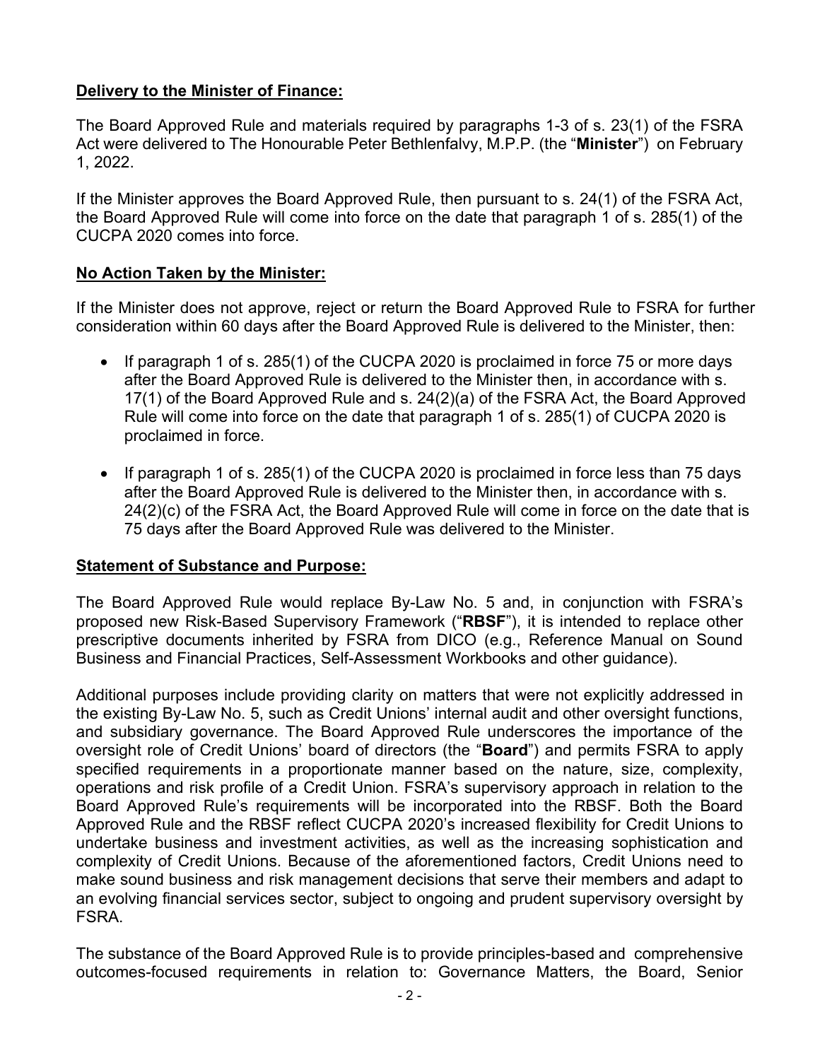**Delivery to the Minister of Finance:**

The Board Approved Rule and materials required by paragraphs 1-3 of s. 23(1) of the FSRA Act were delivered to The Honourable Peter Bethlenfalvy, M.P.P. (the "**Minister**") on February 1, 2022.

If the Minister approves the Board Approved Rule, then pursuant to s. 24(1) of the FSRA Act, the Board Approved Rule will come into force on the date that paragraph 1 of s. 285(1) of the CUCPA 2020 comes into force.

**No Action Taken by the Minister:**

If the Minister does not approve, reject or return the Board Approved Rule to FSRA for further consideration within 60 days after the Board Approved Rule is delivered to the Minister, then:

- If paragraph 1 of s. 285(1) of the CUCPA 2020 is proclaimed in force 75 or more days after the Board Approved Rule is delivered to the Minister then, in accordance with s. 17(1) of the Board Approved Rule and s. 24(2)(a) of the FSRA Act, the Board Approved Rule will come into force on the date that paragraph 1 of s. 285(1) of CUCPA 2020 is proclaimed in force.
- If paragraph 1 of s. 285(1) of the CUCPA 2020 is proclaimed in force less than 75 days after the Board Approved Rule is delivered to the Minister then, in accordance with s. 24(2)(c) of the FSRA Act, the Board Approved Rule will come in force on the date that is 75 days after the Board Approved Rule was delivered to the Minister.

**Statement of Substance and Purpose:**

The Board Approved Rule would replace By-Law No. 5 and, in conjunction with FSRA's proposed new Risk-Based Supervisory Framework ("**RBSF**"), it is intended to replace other prescriptive documents inherited by FSRA from DICO (e.g., Reference Manual on Sound Business and Financial Practices, Self-Assessment Workbooks and other guidance).

Additional purposes include providing clarity on matters that were not explicitly addressed in the existing By-Law No. 5, such as Credit Unions' internal audit and other oversight functions, and subsidiary governance. The Board Approved Rule underscores the importance of the oversight role of Credit Unions' board of directors (the "**Board**") and permits FSRA to apply specified requirements in a proportionate manner based on the nature, size, complexity, operations and risk profile of a Credit Union. FSRA's supervisory approach in relation to the Board Approved Rule's requirements will be incorporated into the RBSF. Both the Board Approved Rule and the RBSF reflect CUCPA 2020's increased flexibility for Credit Unions to undertake business and investment activities, as well as the increasing sophistication and complexity of Credit Unions. Because of the aforementioned factors, Credit Unions need to make sound business and risk management decisions that serve their members and adapt to an evolving financial services sector, subject to ongoing and prudent supervisory oversight by FSRA.

The substance of the Board Approved Rule is to provide principles-based and comprehensive outcomes-focused requirements in relation to: Governance Matters, the Board, Senior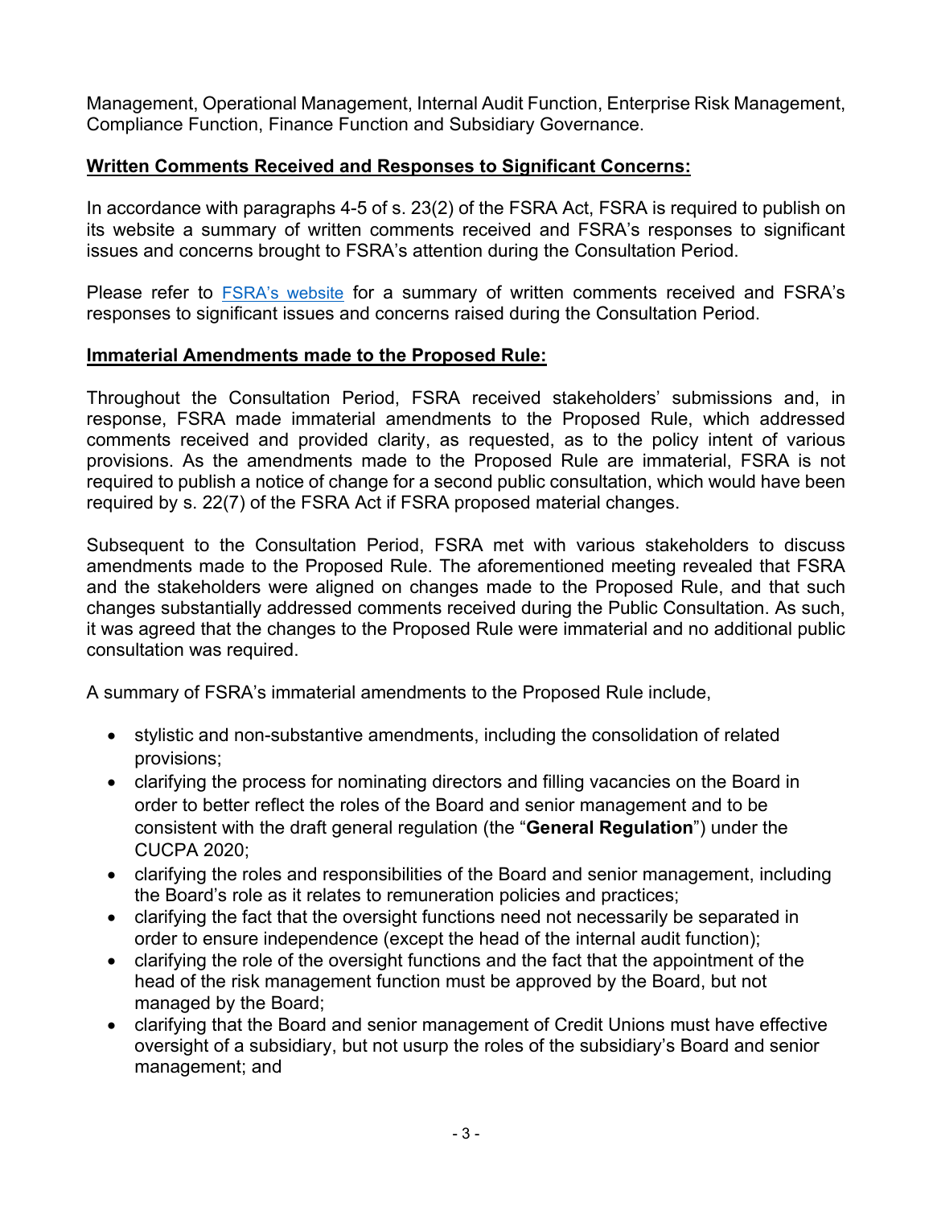Management, Operational Management, Internal Audit Function, Enterprise Risk Management, Compliance Function, Finance Function and Subsidiary Governance.

**Written Comments Received and Responses to Significant Concerns:**

In accordance with paragraphs 4-5 of s. 23(2) of the FSRA Act, FSRA is required to publish on its website a summary of written comments received and FSRA's responses to significant issues and concerns brought to FSRA's attention during the Consultation Period.

Please refer to FSRA's website for a summary of written comments received and FSRA's responses to significant issues and concerns raised during the Consultation Period.

**Immaterial Amendments made to the Proposed Rule:**

Throughout the Consultation Period, FSRA received stakeholders' submissions and, in response, FSRA made immaterial amendments to the Proposed Rule, which addressed comments received and provided clarity, as requested, as to the policy intent of various provisions. As the amendments made to the Proposed Rule are immaterial, FSRA is not required to publish a notice of change for a second public consultation, which would have been required by s. 22(7) of the FSRA Act if FSRA proposed material changes.

Subsequent to the Consultation Period, FSRA met with various stakeholders to discuss amendments made to the Proposed Rule. The aforementioned meeting revealed that FSRA and the stakeholders were aligned on changes made to the Proposed Rule, and that such changes substantially addressed comments received during the Public Consultation. As such, it was agreed that the changes to the Proposed Rule were immaterial and no additional public consultation was required.

A summary of FSRA's immaterial amendments to the Proposed Rule include,

- stylistic and non-substantive amendments, including the consolidation of related provisions;
- clarifying the process for nominating directors and filling vacancies on the Board in order to better reflect the roles of the Board and senior management and to be consistent with the draft general regulation (the "**General Regulation**") under the CUCPA 2020;
- clarifying the roles and responsibilities of the Board and senior management, including the Board's role as it relates to remuneration policies and practices;
- clarifying the fact that the oversight functions need not necessarily be separated in order to ensure independence (except the head of the internal audit function);
- clarifying the role of the oversight functions and the fact that the appointment of the head of the risk management function must be approved by the Board, but not managed by the Board;
- clarifying that the Board and senior management of Credit Unions must have effective oversight of a subsidiary, but not usurp the roles of the subsidiary's Board and senior management; and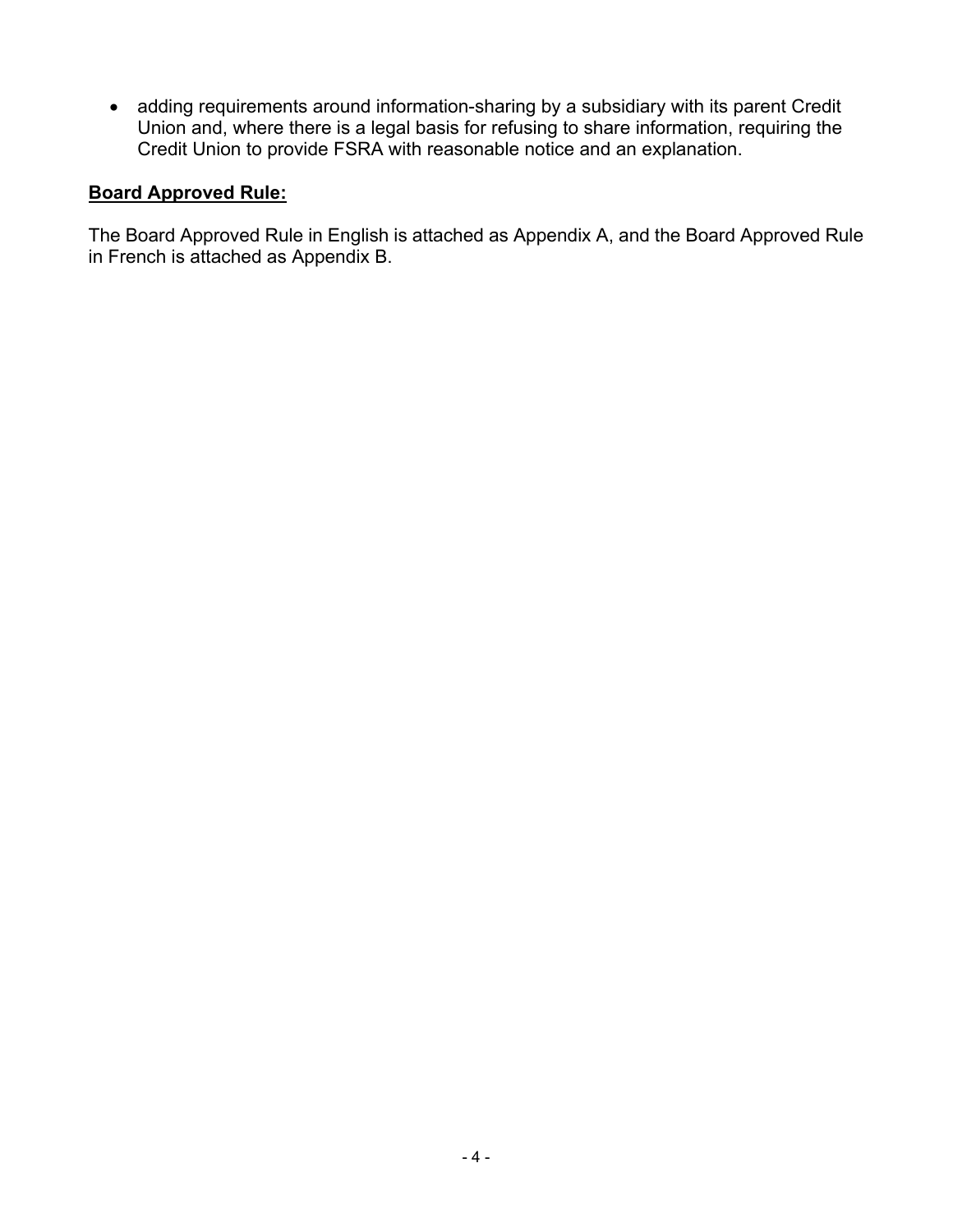- adding requirements around information-sharing by a subsidiary with its parent Credit Union and, where there is a legal basis for refusing to share information, requiring the Credit Union to provide FSRA with reasonable notice and an explanation.

**Board Approved Rule:**

The Board Approved Rule in English is attached as Appendix A, and the Board Approved Rule in French is attached as Appendix B.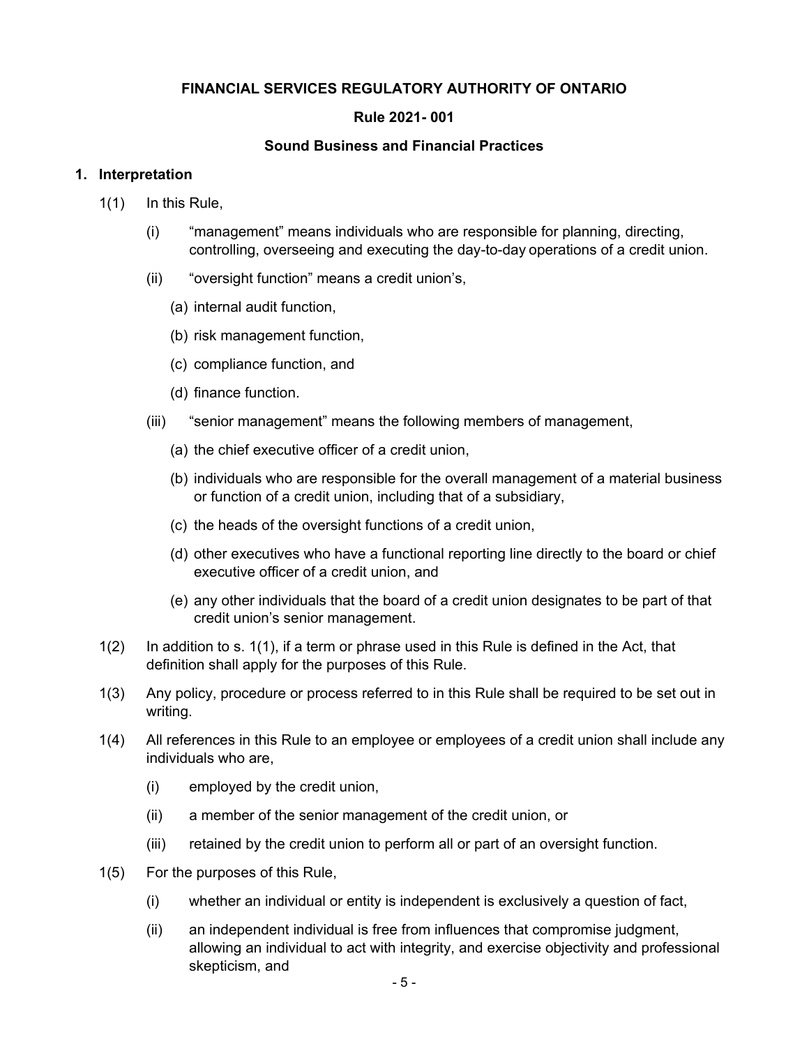**FINANCIAL SERVICES REGULATORY AUTHORITY OF ONTARIO**

**Rule 2021- 001**

**Sound Business and Financial Practices**

**1. Interpretation**

1(1) In this Rule,

(i) "management" means individuals who are responsible for planning, directing, controlling, overseeing and executing the day-to-day operations of a credit union.

(ii) "oversight function" means a credit union's,

(a) internal audit function,

(b) risk management function,

(c) compliance function, and

(d) finance function.

(iii) "senior management" means the following members of management,

(a) the chief executive officer of a credit union,

(b) individuals who are responsible for the overall management of a material business or function of a credit union, including that of a subsidiary,

(c) the heads of the oversight functions of a credit union,

(d) other executives who have a functional reporting line directly to the board or chief executive officer of a credit union, and

(e) any other individuals that the board of a credit union designates to be part of that credit union's senior management.

1(2) In addition to s. 1(1), if a term or phrase used in this Rule is defined in the Act, that definition shall apply for the purposes of this Rule.

1(3) Any policy, procedure or process referred to in this Rule shall be required to be set out in writing.

1(4) All references in this Rule to an employee or employees of a credit union shall include any individuals who are,

(i) employed by the credit union,

(ii) a member of the senior management of the credit union, or

(iii) retained by the credit union to perform all or part of an oversight function.

1(5) For the purposes of this Rule,

(i) whether an individual or entity is independent is exclusively a question of fact,

(ii) an independent individual is free from influences that compromise judgment, allowing an individual to act with integrity, and exercise objectivity and professional skepticism, and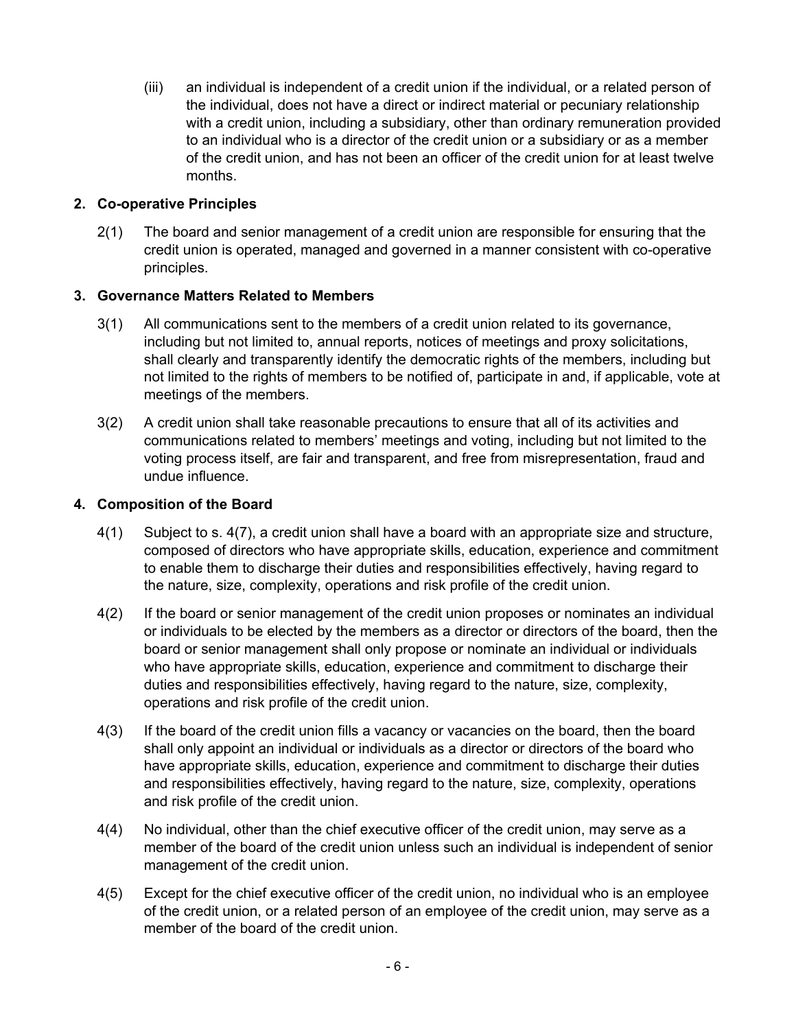(iii) an individual is independent of a credit union if the individual, or a related person of the individual, does not have a direct or indirect material or pecuniary relationship with a credit union, including a subsidiary, other than ordinary remuneration provided to an individual who is a director of the credit union or a subsidiary or as a member of the credit union, and has not been an officer of the credit union for at least twelve months.

### 2. Co-operative Principles

2(1) The board and senior management of a credit union are responsible for ensuring that the credit union is operated, managed and governed in a manner consistent with co-operative principles.

### 3. Governance Matters Related to Members

3(1) All communications sent to the members of a credit union related to its governance, including but not limited to, annual reports, notices of meetings and proxy solicitations, shall clearly and transparently identify the democratic rights of the members, including but not limited to the rights of members to be notified of, participate in and, if applicable, vote at meetings of the members.

3(2) A credit union shall take reasonable precautions to ensure that all of its activities and communications related to members' meetings and voting, including but not limited to the voting process itself, are fair and transparent, and free from misrepresentation, fraud and undue influence.

### 4. Composition of the Board

4(1) Subject to s. 4(7), a credit union shall have a board with an appropriate size and structure, composed of directors who have appropriate skills, education, experience and commitment to enable them to discharge their duties and responsibilities effectively, having regard to the nature, size, complexity, operations and risk profile of the credit union.

4(2) If the board or senior management of the credit union proposes or nominates an individual or individuals to be elected by the members as a director or directors of the board, then the board or senior management shall only propose or nominate an individual or individuals who have appropriate skills, education, experience and commitment to discharge their duties and responsibilities effectively, having regard to the nature, size, complexity, operations and risk profile of the credit union.

4(3) If the board of the credit union fills a vacancy or vacancies on the board, then the board shall only appoint an individual or individuals as a director or directors of the board who have appropriate skills, education, experience and commitment to discharge their duties and responsibilities effectively, having regard to the nature, size, complexity, operations and risk profile of the credit union.

4(4) No individual, other than the chief executive officer of the credit union, may serve as a member of the board of the credit union unless such an individual is independent of senior management of the credit union.

4(5) Except for the chief executive officer of the credit union, no individual who is an employee of the credit union, or a related person of an employee of the credit union, may serve as a member of the board of the credit union.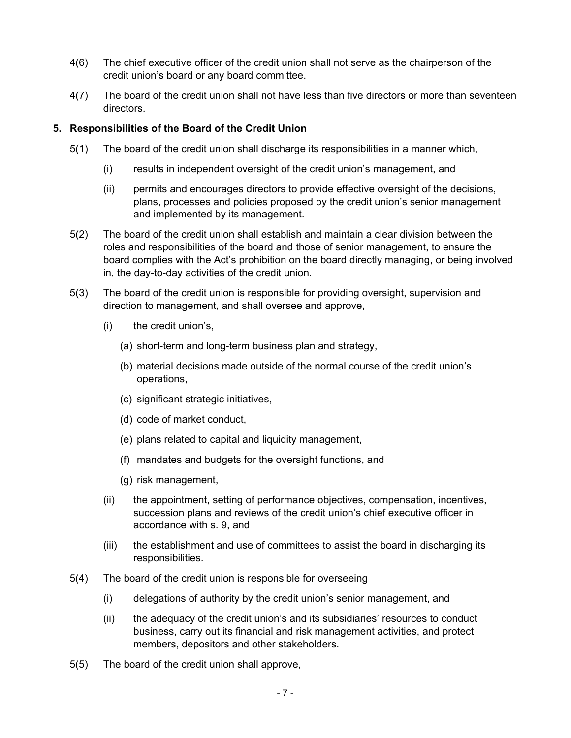4(6) The chief executive officer of the credit union shall not serve as the chairperson of the credit union's board or any board committee.

4(7) The board of the credit union shall not have less than five directors or more than seventeen directors.

**5. Responsibilities of the Board of the Credit Union**

5(1) The board of the credit union shall discharge its responsibilities in a manner which,

- (i) results in independent oversight of the credit union's management, and
- (ii) permits and encourages directors to provide effective oversight of the decisions, plans, processes and policies proposed by the credit union's senior management and implemented by its management.

5(2) The board of the credit union shall establish and maintain a clear division between the roles and responsibilities of the board and those of senior management, to ensure the board complies with the Act's prohibition on the board directly managing, or being involved in, the day-to-day activities of the credit union.

5(3) The board of the credit union is responsible for providing oversight, supervision and direction to management, and shall oversee and approve,

- (i) the credit union's,
  - (a) short-term and long-term business plan and strategy,
  - (b) material decisions made outside of the normal course of the credit union's operations,
  - (c) significant strategic initiatives,
  - (d) code of market conduct,
  - (e) plans related to capital and liquidity management,
  - (f) mandates and budgets for the oversight functions, and
  - (g) risk management,
- (ii) the appointment, setting of performance objectives, compensation, incentives, succession plans and reviews of the credit union's chief executive officer in accordance with s. 9, and
- (iii) the establishment and use of committees to assist the board in discharging its responsibilities.

5(4) The board of the credit union is responsible for overseeing

- (i) delegations of authority by the credit union's senior management, and
- (ii) the adequacy of the credit union's and its subsidiaries' resources to conduct business, carry out its financial and risk management activities, and protect members, depositors and other stakeholders.

5(5) The board of the credit union shall approve,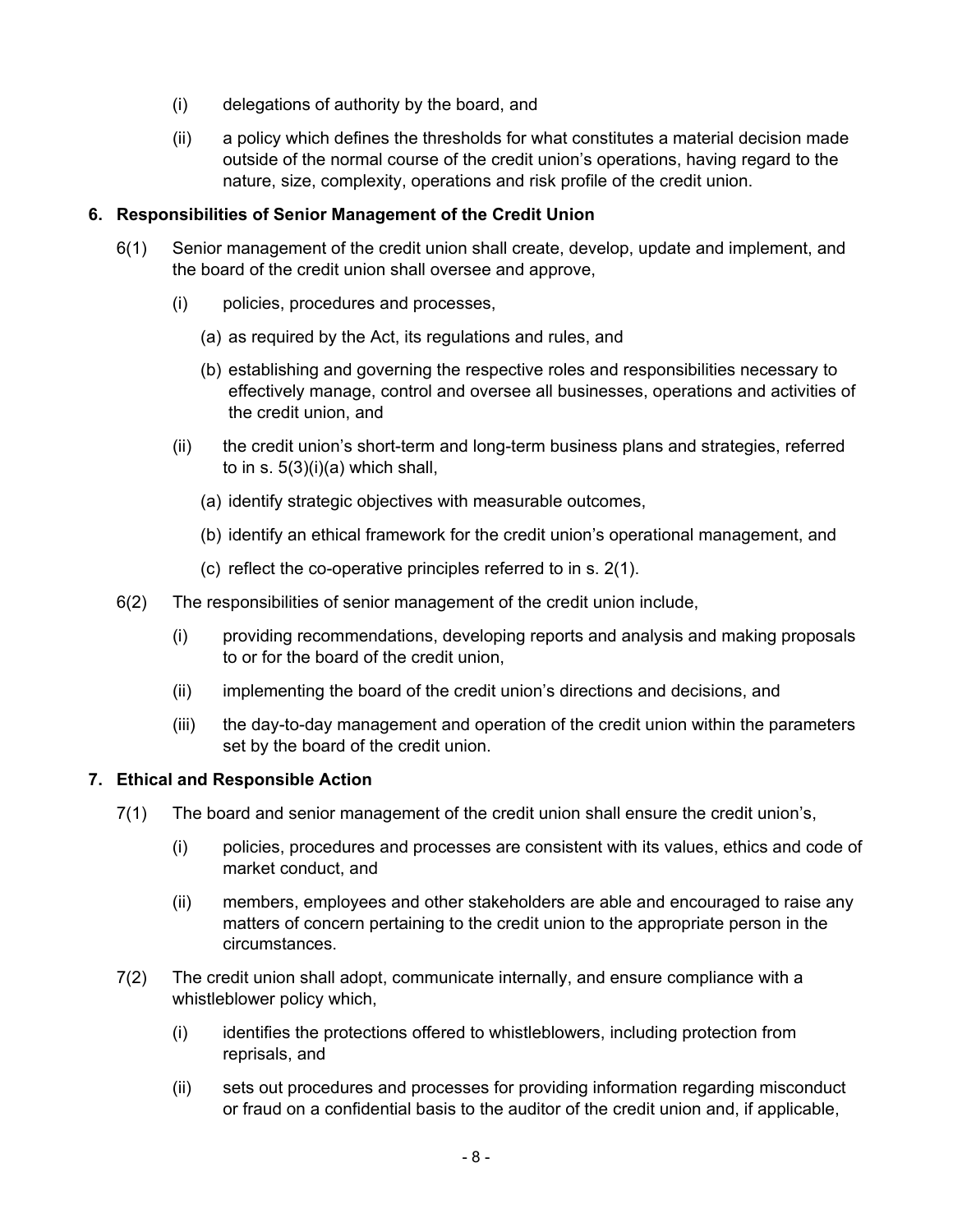(i) delegations of authority by the board, and

(ii) a policy which defines the thresholds for what constitutes a material decision made outside of the normal course of the credit union's operations, having regard to the nature, size, complexity, operations and risk profile of the credit union.

## 6. Responsibilities of Senior Management of the Credit Union

6(1) Senior management of the credit union shall create, develop, update and implement, and the board of the credit union shall oversee and approve,

(i) policies, procedures and processes,

(a) as required by the Act, its regulations and rules, and

(b) establishing and governing the respective roles and responsibilities necessary to effectively manage, control and oversee all businesses, operations and activities of the credit union, and

(ii) the credit union's short-term and long-term business plans and strategies, referred to in s. 5(3)(i)(a) which shall,

(a) identify strategic objectives with measurable outcomes,

(b) identify an ethical framework for the credit union's operational management, and

(c) reflect the co-operative principles referred to in s. 2(1).

6(2) The responsibilities of senior management of the credit union include,

(i) providing recommendations, developing reports and analysis and making proposals to or for the board of the credit union,

(ii) implementing the board of the credit union's directions and decisions, and

(iii) the day-to-day management and operation of the credit union within the parameters set by the board of the credit union.

## 7. Ethical and Responsible Action

7(1) The board and senior management of the credit union shall ensure the credit union's,

(i) policies, procedures and processes are consistent with its values, ethics and code of market conduct, and

(ii) members, employees and other stakeholders are able and encouraged to raise any matters of concern pertaining to the credit union to the appropriate person in the circumstances.

7(2) The credit union shall adopt, communicate internally, and ensure compliance with a whistleblower policy which,

(i) identifies the protections offered to whistleblowers, including protection from reprisals, and

(ii) sets out procedures and processes for providing information regarding misconduct or fraud on a confidential basis to the auditor of the credit union and, if applicable,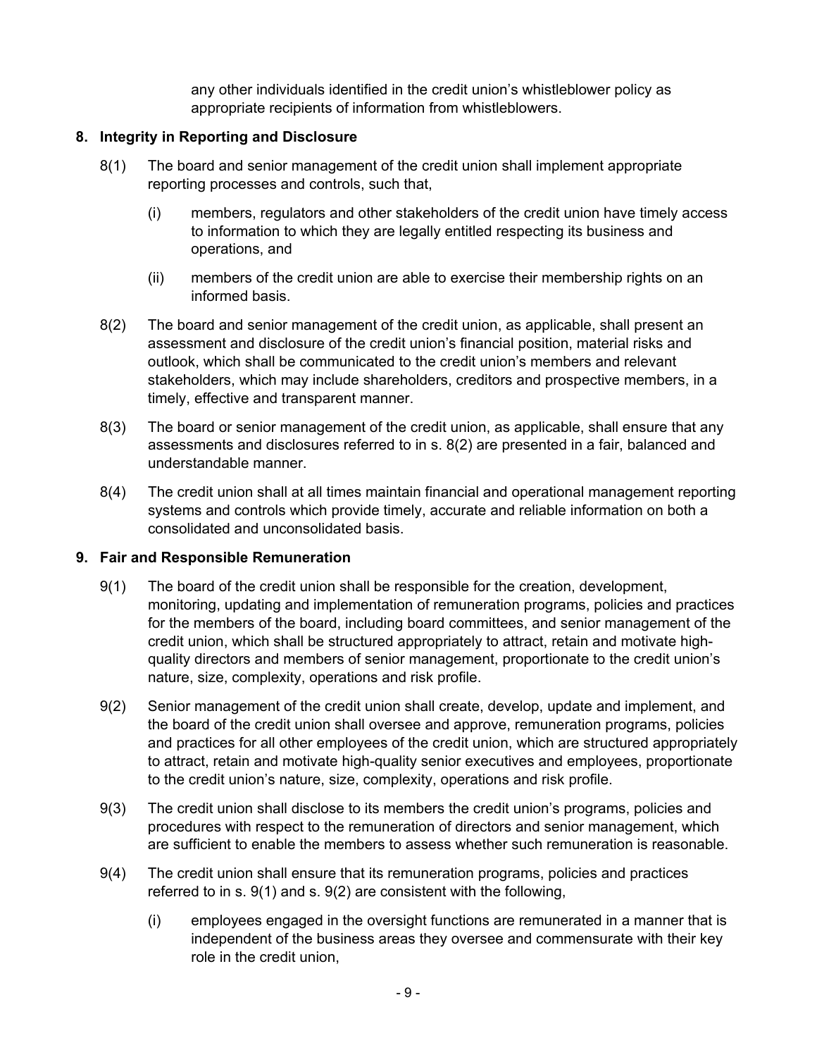any other individuals identified in the credit union's whistleblower policy as appropriate recipients of information from whistleblowers.

**8. Integrity in Reporting and Disclosure**

8(1) The board and senior management of the credit union shall implement appropriate reporting processes and controls, such that,

(i) members, regulators and other stakeholders of the credit union have timely access to information to which they are legally entitled respecting its business and operations, and

(ii) members of the credit union are able to exercise their membership rights on an informed basis.

8(2) The board and senior management of the credit union, as applicable, shall present an assessment and disclosure of the credit union's financial position, material risks and outlook, which shall be communicated to the credit union's members and relevant stakeholders, which may include shareholders, creditors and prospective members, in a timely, effective and transparent manner.

8(3) The board or senior management of the credit union, as applicable, shall ensure that any assessments and disclosures referred to in s. 8(2) are presented in a fair, balanced and understandable manner.

8(4) The credit union shall at all times maintain financial and operational management reporting systems and controls which provide timely, accurate and reliable information on both a consolidated and unconsolidated basis.

**9. Fair and Responsible Remuneration**

9(1) The board of the credit union shall be responsible for the creation, development, monitoring, updating and implementation of remuneration programs, policies and practices for the members of the board, including board committees, and senior management of the credit union, which shall be structured appropriately to attract, retain and motivate high-quality directors and members of senior management, proportionate to the credit union's nature, size, complexity, operations and risk profile.

9(2) Senior management of the credit union shall create, develop, update and implement, and the board of the credit union shall oversee and approve, remuneration programs, policies and practices for all other employees of the credit union, which are structured appropriately to attract, retain and motivate high-quality senior executives and employees, proportionate to the credit union's nature, size, complexity, operations and risk profile.

9(3) The credit union shall disclose to its members the credit union's programs, policies and procedures with respect to the remuneration of directors and senior management, which are sufficient to enable the members to assess whether such remuneration is reasonable.

9(4) The credit union shall ensure that its remuneration programs, policies and practices referred to in s. 9(1) and s. 9(2) are consistent with the following,

(i) employees engaged in the oversight functions are remunerated in a manner that is independent of the business areas they oversee and commensurate with their key role in the credit union,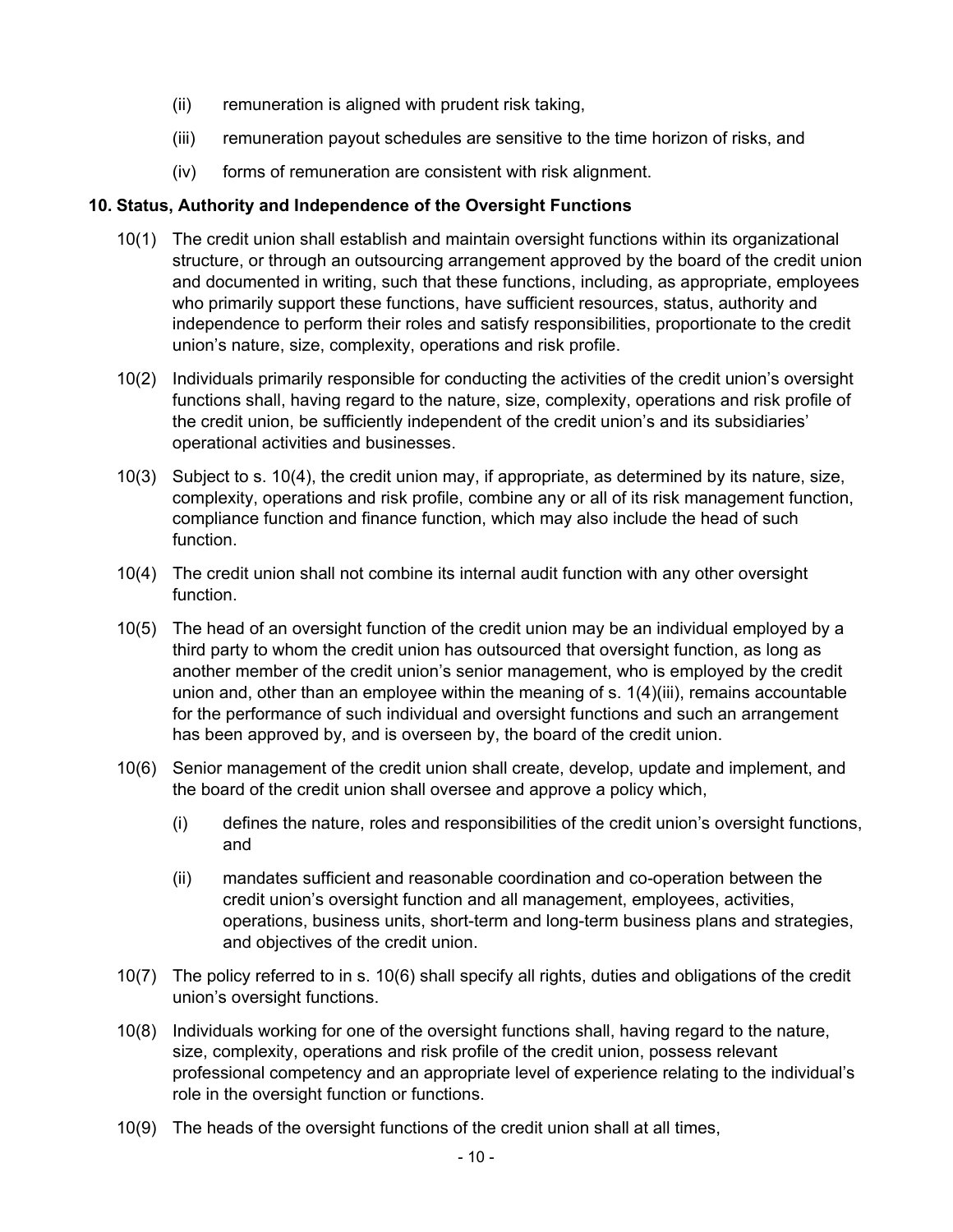(ii) remuneration is aligned with prudent risk taking,

(iii) remuneration payout schedules are sensitive to the time horizon of risks, and

(iv) forms of remuneration are consistent with risk alignment.

**10. Status, Authority and Independence of the Oversight Functions**

10(1) The credit union shall establish and maintain oversight functions within its organizational structure, or through an outsourcing arrangement approved by the board of the credit union and documented in writing, such that these functions, including, as appropriate, employees who primarily support these functions, have sufficient resources, status, authority and independence to perform their roles and satisfy responsibilities, proportionate to the credit union's nature, size, complexity, operations and risk profile.

10(2) Individuals primarily responsible for conducting the activities of the credit union's oversight functions shall, having regard to the nature, size, complexity, operations and risk profile of the credit union, be sufficiently independent of the credit union's and its subsidiaries' operational activities and businesses.

10(3) Subject to s. 10(4), the credit union may, if appropriate, as determined by its nature, size, complexity, operations and risk profile, combine any or all of its risk management function, compliance function and finance function, which may also include the head of such function.

10(4) The credit union shall not combine its internal audit function with any other oversight function.

10(5) The head of an oversight function of the credit union may be an individual employed by a third party to whom the credit union has outsourced that oversight function, as long as another member of the credit union's senior management, who is employed by the credit union and, other than an employee within the meaning of s. 1(4)(iii), remains accountable for the performance of such individual and oversight functions and such an arrangement has been approved by, and is overseen by, the board of the credit union.

10(6) Senior management of the credit union shall create, develop, update and implement, and the board of the credit union shall oversee and approve a policy which,

(i) defines the nature, roles and responsibilities of the credit union's oversight functions, and

(ii) mandates sufficient and reasonable coordination and co-operation between the credit union's oversight function and all management, employees, activities, operations, business units, short-term and long-term business plans and strategies, and objectives of the credit union.

10(7) The policy referred to in s. 10(6) shall specify all rights, duties and obligations of the credit union's oversight functions.

10(8) Individuals working for one of the oversight functions shall, having regard to the nature, size, complexity, operations and risk profile of the credit union, possess relevant professional competency and an appropriate level of experience relating to the individual's role in the oversight function or functions.

10(9) The heads of the oversight functions of the credit union shall at all times,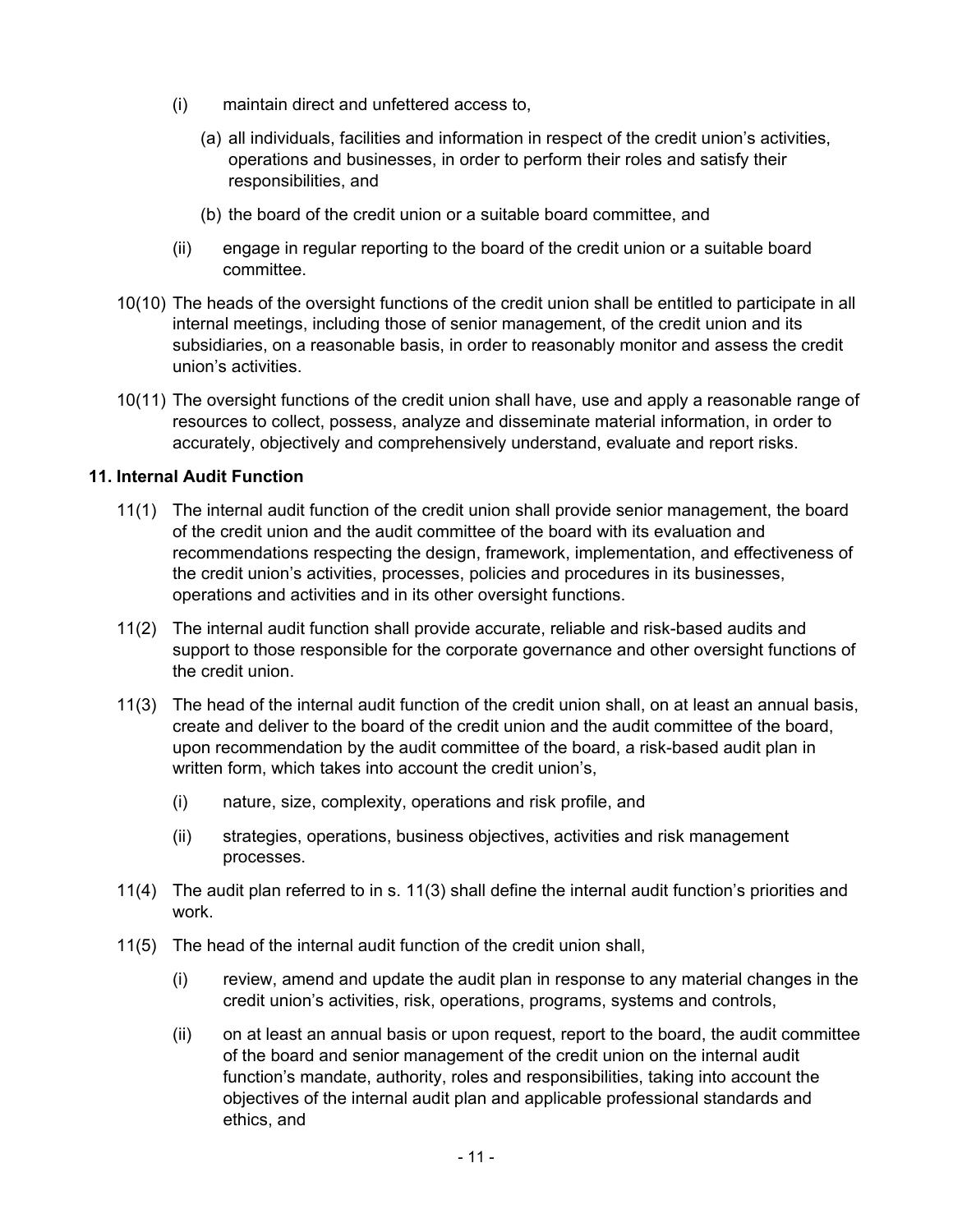(i) maintain direct and unfettered access to,

  (a) all individuals, facilities and information in respect of the credit union's activities, operations and businesses, in order to perform their roles and satisfy their responsibilities, and

  (b) the board of the credit union or a suitable board committee, and

(ii) engage in regular reporting to the board of the credit union or a suitable board committee.

10(10) The heads of the oversight functions of the credit union shall be entitled to participate in all internal meetings, including those of senior management, of the credit union and its subsidiaries, on a reasonable basis, in order to reasonably monitor and assess the credit union's activities.

10(11) The oversight functions of the credit union shall have, use and apply a reasonable range of resources to collect, possess, analyze and disseminate material information, in order to accurately, objectively and comprehensively understand, evaluate and report risks.

**11. Internal Audit Function**

11(1) The internal audit function of the credit union shall provide senior management, the board of the credit union and the audit committee of the board with its evaluation and recommendations respecting the design, framework, implementation, and effectiveness of the credit union's activities, processes, policies and procedures in its businesses, operations and activities and in its other oversight functions.

11(2) The internal audit function shall provide accurate, reliable and risk-based audits and support to those responsible for the corporate governance and other oversight functions of the credit union.

11(3) The head of the internal audit function of the credit union shall, on at least an annual basis, create and deliver to the board of the credit union and the audit committee of the board, upon recommendation by the audit committee of the board, a risk-based audit plan in written form, which takes into account the credit union's,

(i) nature, size, complexity, operations and risk profile, and

(ii) strategies, operations, business objectives, activities and risk management processes.

11(4) The audit plan referred to in s. 11(3) shall define the internal audit function's priorities and work.

11(5) The head of the internal audit function of the credit union shall,

(i) review, amend and update the audit plan in response to any material changes in the credit union's activities, risk, operations, programs, systems and controls,

(ii) on at least an annual basis or upon request, report to the board, the audit committee of the board and senior management of the credit union on the internal audit function's mandate, authority, roles and responsibilities, taking into account the objectives of the internal audit plan and applicable professional standards and ethics, and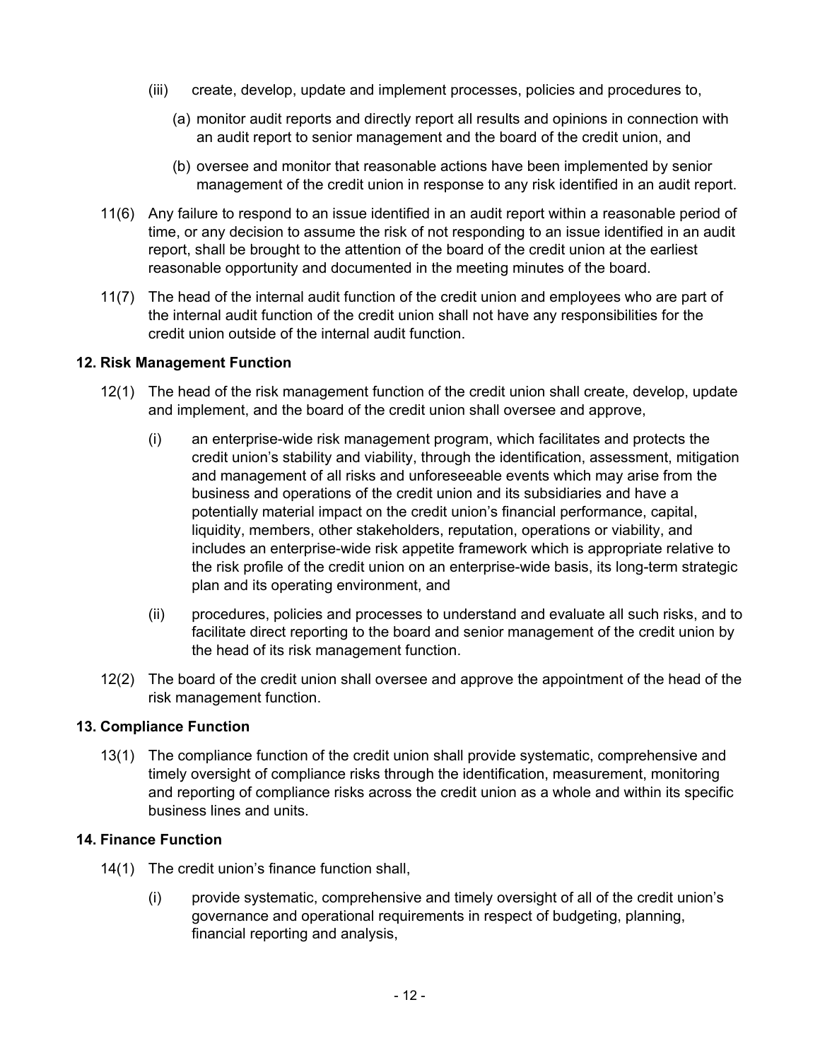(iii) create, develop, update and implement processes, policies and procedures to,

(a) monitor audit reports and directly report all results and opinions in connection with an audit report to senior management and the board of the credit union, and

(b) oversee and monitor that reasonable actions have been implemented by senior management of the credit union in response to any risk identified in an audit report.

11(6) Any failure to respond to an issue identified in an audit report within a reasonable period of time, or any decision to assume the risk of not responding to an issue identified in an audit report, shall be brought to the attention of the board of the credit union at the earliest reasonable opportunity and documented in the meeting minutes of the board.

11(7) The head of the internal audit function of the credit union and employees who are part of the internal audit function of the credit union shall not have any responsibilities for the credit union outside of the internal audit function.

**12. Risk Management Function**

12(1) The head of the risk management function of the credit union shall create, develop, update and implement, and the board of the credit union shall oversee and approve,

(i) an enterprise-wide risk management program, which facilitates and protects the credit union's stability and viability, through the identification, assessment, mitigation and management of all risks and unforeseeable events which may arise from the business and operations of the credit union and its subsidiaries and have a potentially material impact on the credit union's financial performance, capital, liquidity, members, other stakeholders, reputation, operations or viability, and includes an enterprise-wide risk appetite framework which is appropriate relative to the risk profile of the credit union on an enterprise-wide basis, its long-term strategic plan and its operating environment, and

(ii) procedures, policies and processes to understand and evaluate all such risks, and to facilitate direct reporting to the board and senior management of the credit union by the head of its risk management function.

12(2) The board of the credit union shall oversee and approve the appointment of the head of the risk management function.

**13. Compliance Function**

13(1) The compliance function of the credit union shall provide systematic, comprehensive and timely oversight of compliance risks through the identification, measurement, monitoring and reporting of compliance risks across the credit union as a whole and within its specific business lines and units.

**14. Finance Function**

14(1) The credit union's finance function shall,

(i) provide systematic, comprehensive and timely oversight of all of the credit union's governance and operational requirements in respect of budgeting, planning, financial reporting and analysis,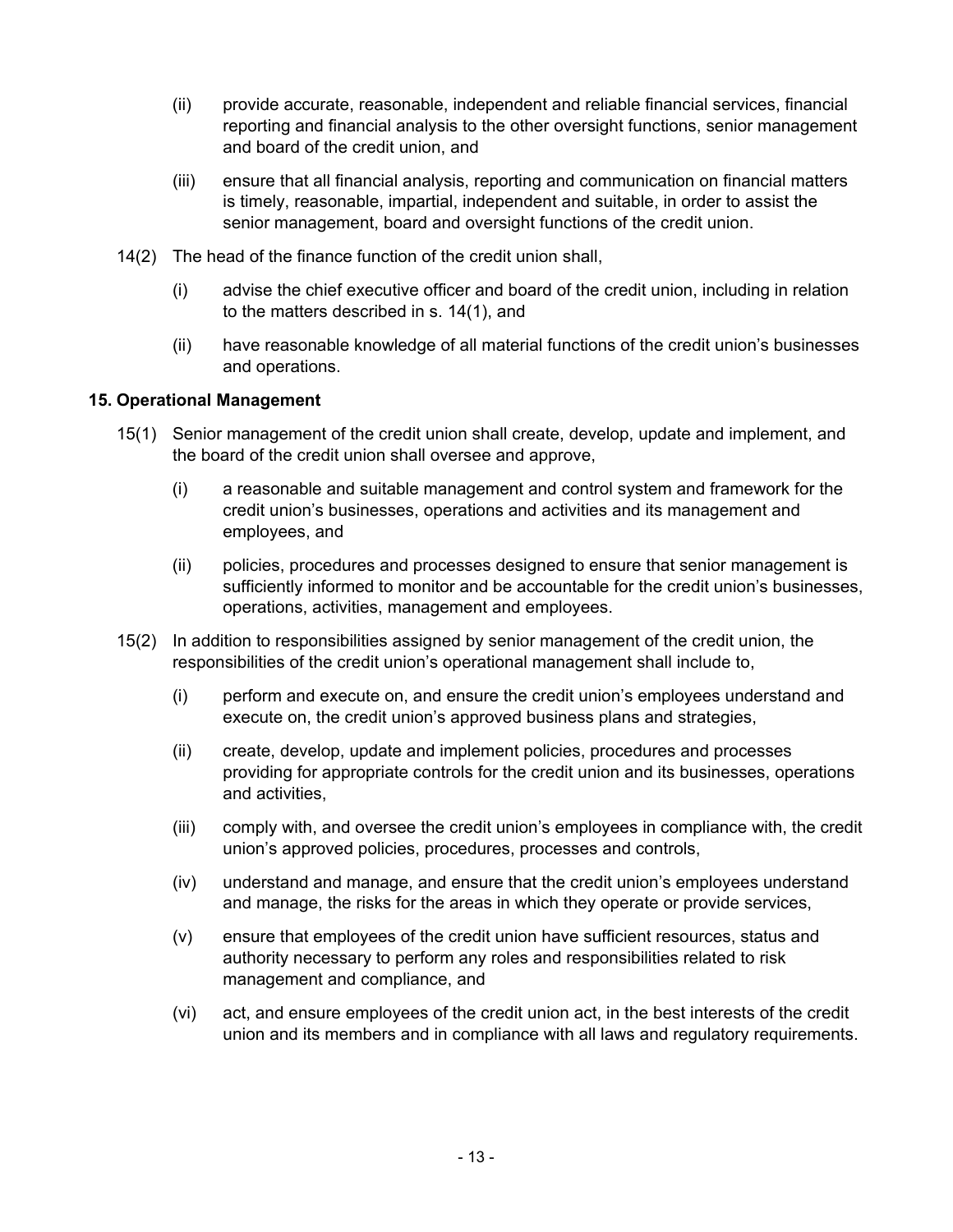(ii) provide accurate, reasonable, independent and reliable financial services, financial reporting and financial analysis to the other oversight functions, senior management and board of the credit union, and

(iii) ensure that all financial analysis, reporting and communication on financial matters is timely, reasonable, impartial, independent and suitable, in order to assist the senior management, board and oversight functions of the credit union.

14(2) The head of the finance function of the credit union shall,

(i) advise the chief executive officer and board of the credit union, including in relation to the matters described in s. 14(1), and

(ii) have reasonable knowledge of all material functions of the credit union's businesses and operations.

**15. Operational Management**

15(1) Senior management of the credit union shall create, develop, update and implement, and the board of the credit union shall oversee and approve,

(i) a reasonable and suitable management and control system and framework for the credit union's businesses, operations and activities and its management and employees, and

(ii) policies, procedures and processes designed to ensure that senior management is sufficiently informed to monitor and be accountable for the credit union's businesses, operations, activities, management and employees.

15(2) In addition to responsibilities assigned by senior management of the credit union, the responsibilities of the credit union's operational management shall include to,

(i) perform and execute on, and ensure the credit union's employees understand and execute on, the credit union's approved business plans and strategies,

(ii) create, develop, update and implement policies, procedures and processes providing for appropriate controls for the credit union and its businesses, operations and activities,

(iii) comply with, and oversee the credit union's employees in compliance with, the credit union's approved policies, procedures, processes and controls,

(iv) understand and manage, and ensure that the credit union's employees understand and manage, the risks for the areas in which they operate or provide services,

(v) ensure that employees of the credit union have sufficient resources, status and authority necessary to perform any roles and responsibilities related to risk management and compliance, and

(vi) act, and ensure employees of the credit union act, in the best interests of the credit union and its members and in compliance with all laws and regulatory requirements.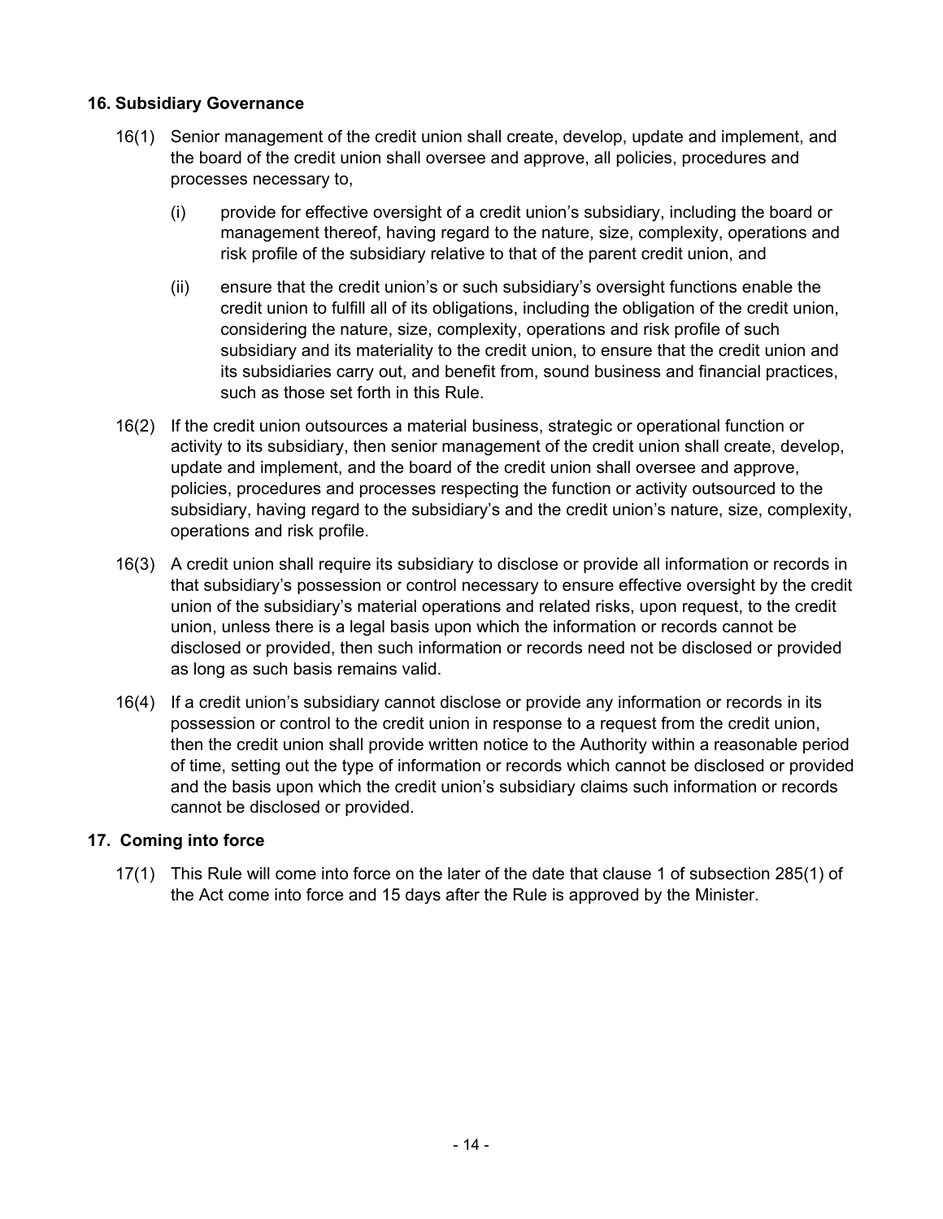### 16. Subsidiary Governance

16(1) Senior management of the credit union shall create, develop, update and implement, and the board of the credit union shall oversee and approve, all policies, procedures and processes necessary to,

(i) provide for effective oversight of a credit union's subsidiary, including the board or management thereof, having regard to the nature, size, complexity, operations and risk profile of the subsidiary relative to that of the parent credit union, and

(ii) ensure that the credit union's or such subsidiary's oversight functions enable the credit union to fulfill all of its obligations, including the obligation of the credit union, considering the nature, size, complexity, operations and risk profile of such subsidiary and its materiality to the credit union, to ensure that the credit union and its subsidiaries carry out, and benefit from, sound business and financial practices, such as those set forth in this Rule.

16(2) If the credit union outsources a material business, strategic or operational function or activity to its subsidiary, then senior management of the credit union shall create, develop, update and implement, and the board of the credit union shall oversee and approve, policies, procedures and processes respecting the function or activity outsourced to the subsidiary, having regard to the subsidiary's and the credit union's nature, size, complexity, operations and risk profile.

16(3) A credit union shall require its subsidiary to disclose or provide all information or records in that subsidiary's possession or control necessary to ensure effective oversight by the credit union of the subsidiary's material operations and related risks, upon request, to the credit union, unless there is a legal basis upon which the information or records cannot be disclosed or provided, then such information or records need not be disclosed or provided as long as such basis remains valid.

16(4) If a credit union's subsidiary cannot disclose or provide any information or records in its possession or control to the credit union in response to a request from the credit union, then the credit union shall provide written notice to the Authority within a reasonable period of time, setting out the type of information or records which cannot be disclosed or provided and the basis upon which the credit union's subsidiary claims such information or records cannot be disclosed or provided.

### 17. Coming into force

17(1) This Rule will come into force on the later of the date that clause 1 of subsection 285(1) of the Act come into force and 15 days after the Rule is approved by the Minister.